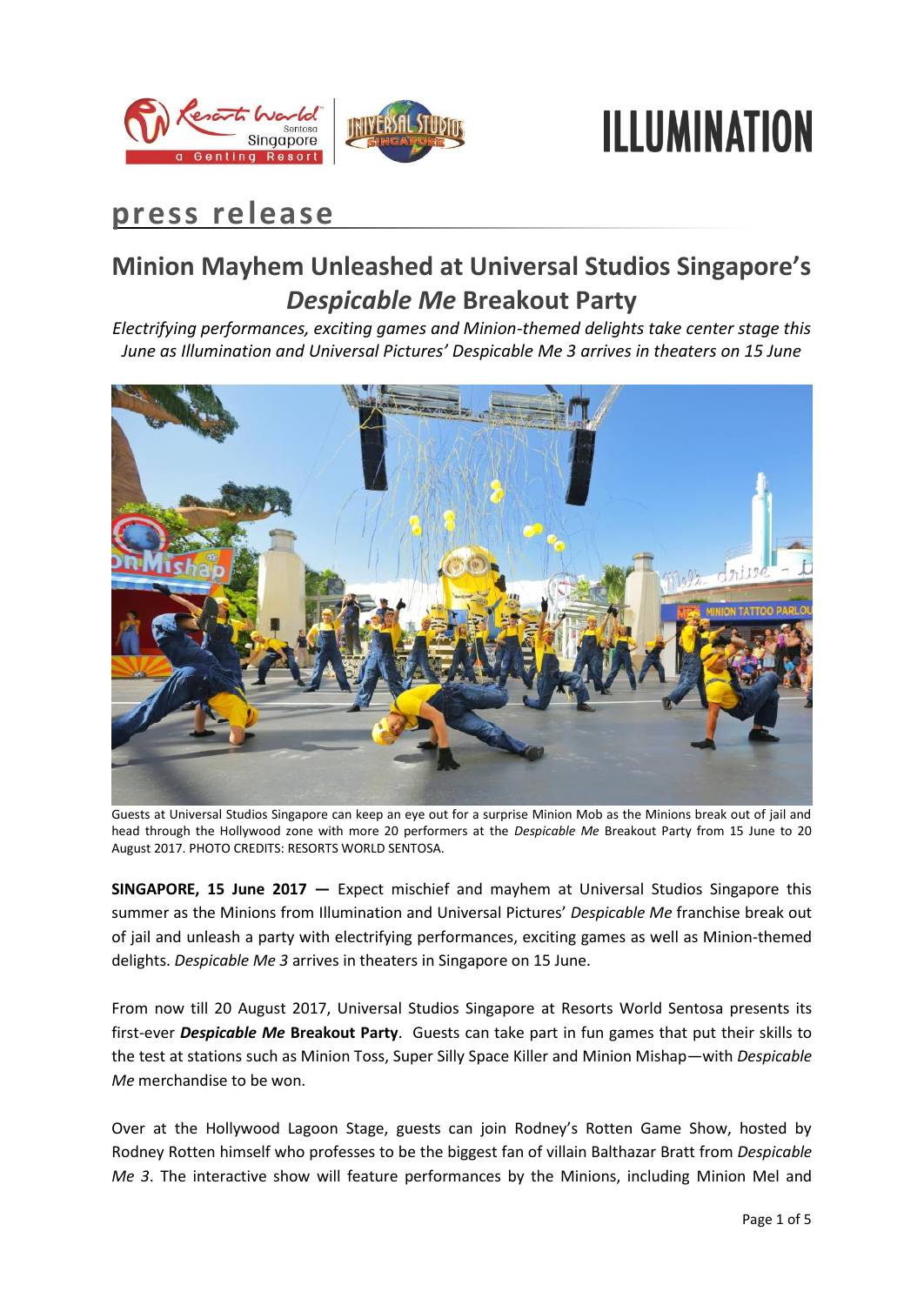press release

# Minion Mayhem Unleashed at Universal Studios Singapore's *Despicable Me* Breakout Party

*Electrifying performances, exciting games and Minion-themed delights take center stage this June as Illumination and Universal Pictures' Despicable Me 3 arrives in theaters on 15 June*

Guests at Universal Studios Singapore can keep an eye out for a surprise Minion Mob as the Minions break out of jail and head through the Hollywood zone with more 20 performers at the *Despicable Me* Breakout Party from 15 June to 20 August 2017. PHOTO CREDITS: RESORTS WORLD SENTOSA.

**SINGAPORE, 15 June 2017 —** Expect mischief and mayhem at Universal Studios Singapore this summer as the Minions from Illumination and Universal Pictures' *Despicable Me* franchise break out of jail and unleash a party with electrifying performances, exciting games as well as Minion-themed delights. *Despicable Me 3* arrives in theaters in Singapore on 15 June.

From now till 20 August 2017, Universal Studios Singapore at Resorts World Sentosa presents its first-ever ***Despicable Me* Breakout Party**. Guests can take part in fun games that put their skills to the test at stations such as Minion Toss, Super Silly Space Killer and Minion Mishap—with *Despicable Me* merchandise to be won.

Over at the Hollywood Lagoon Stage, guests can join Rodney's Rotten Game Show, hosted by Rodney Rotten himself who professes to be the biggest fan of villain Balthazar Bratt from *Despicable Me 3*. The interactive show will feature performances by the Minions, including Minion Mel and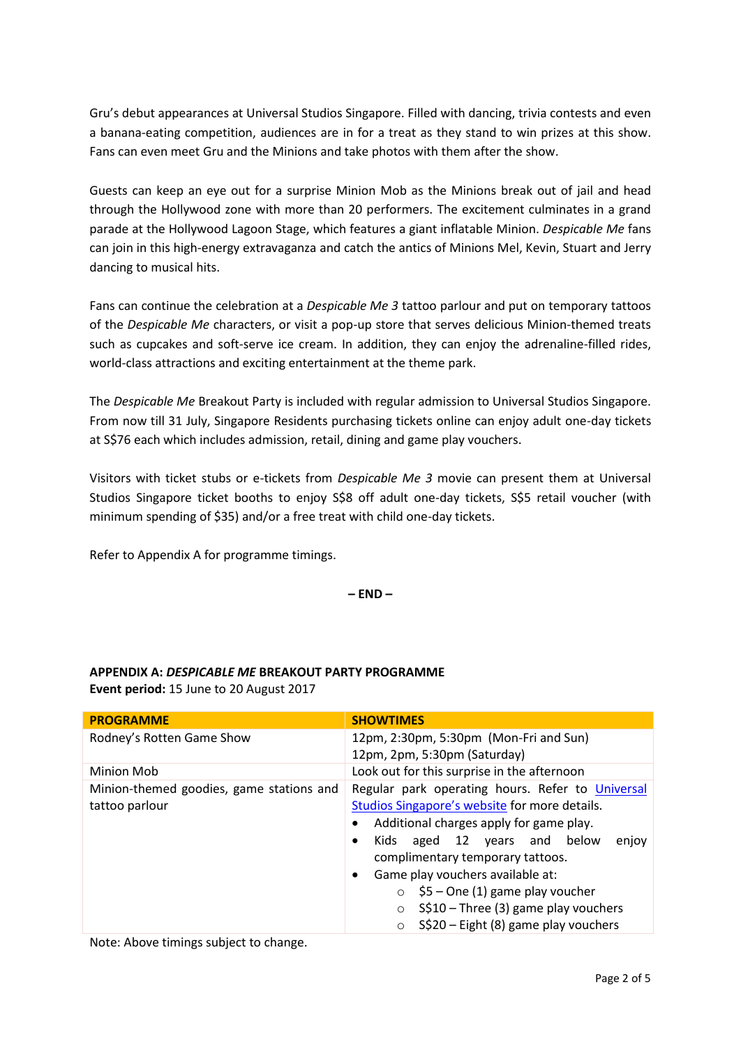Gru's debut appearances at Universal Studios Singapore. Filled with dancing, trivia contests and even a banana-eating competition, audiences are in for a treat as they stand to win prizes at this show. Fans can even meet Gru and the Minions and take photos with them after the show.

Guests can keep an eye out for a surprise Minion Mob as the Minions break out of jail and head through the Hollywood zone with more than 20 performers. The excitement culminates in a grand parade at the Hollywood Lagoon Stage, which features a giant inflatable Minion. *Despicable Me* fans can join in this high-energy extravaganza and catch the antics of Minions Mel, Kevin, Stuart and Jerry dancing to musical hits.

Fans can continue the celebration at a *Despicable Me 3* tattoo parlour and put on temporary tattoos of the *Despicable Me* characters, or visit a pop-up store that serves delicious Minion-themed treats such as cupcakes and soft-serve ice cream. In addition, they can enjoy the adrenaline-filled rides, world-class attractions and exciting entertainment at the theme park.

The *Despicable Me* Breakout Party is included with regular admission to Universal Studios Singapore. From now till 31 July, Singapore Residents purchasing tickets online can enjoy adult one-day tickets at S$76 each which includes admission, retail, dining and game play vouchers.

Visitors with ticket stubs or e-tickets from *Despicable Me 3* movie can present them at Universal Studios Singapore ticket booths to enjoy S$8 off adult one-day tickets, S$5 retail voucher (with minimum spending of $35) and/or a free treat with child one-day tickets.

Refer to Appendix A for programme timings.

**– END –**

**APPENDIX A: *DESPICABLE ME* BREAKOUT PARTY PROGRAMME**
**Event period:** 15 June to 20 August 2017

| PROGRAMME | SHOWTIMES |
|---|---|
| Rodney's Rotten Game Show | 12pm, 2:30pm, 5:30pm (Mon-Fri and Sun)<br>12pm, 2pm, 5:30pm (Saturday) |
| Minion Mob | Look out for this surprise in the afternoon |
| Minion-themed goodies, game stations and tattoo parlour | Regular park operating hours. Refer to Universal Studios Singapore's website for more details.<br>• Additional charges apply for game play.<br>• Kids aged 12 years and below enjoy complimentary temporary tattoos.<br>• Game play vouchers available at:<br>  ○ $5 – One (1) game play voucher<br>  ○ S$10 – Three (3) game play vouchers<br>  ○ S$20 – Eight (8) game play vouchers |

Note: Above timings subject to change.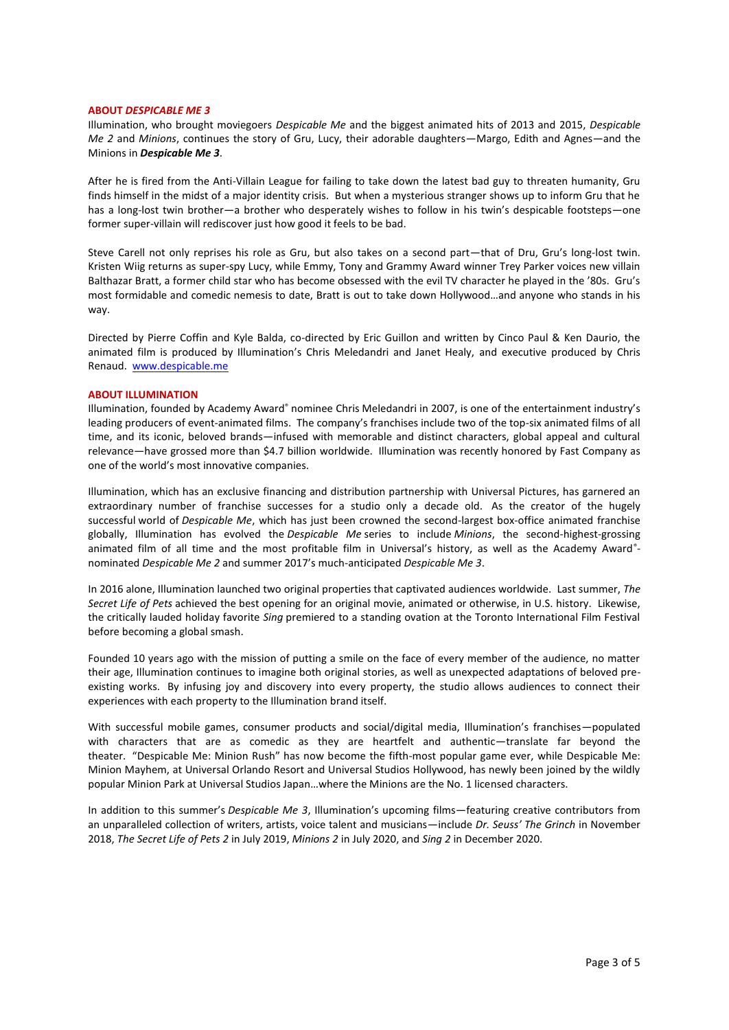## ABOUT *DESPICABLE ME 3*

Illumination, who brought moviegoers *Despicable Me* and the biggest animated hits of 2013 and 2015, *Despicable Me 2* and *Minions*, continues the story of Gru, Lucy, their adorable daughters—Margo, Edith and Agnes—and the Minions in ***Despicable Me 3***.

After he is fired from the Anti-Villain League for failing to take down the latest bad guy to threaten humanity, Gru finds himself in the midst of a major identity crisis. But when a mysterious stranger shows up to inform Gru that he has a long-lost twin brother—a brother who desperately wishes to follow in his twin's despicable footsteps—one former super-villain will rediscover just how good it feels to be bad.

Steve Carell not only reprises his role as Gru, but also takes on a second part—that of Dru, Gru's long-lost twin. Kristen Wiig returns as super-spy Lucy, while Emmy, Tony and Grammy Award winner Trey Parker voices new villain Balthazar Bratt, a former child star who has become obsessed with the evil TV character he played in the '80s. Gru's most formidable and comedic nemesis to date, Bratt is out to take down Hollywood…and anyone who stands in his way.

Directed by Pierre Coffin and Kyle Balda, co-directed by Eric Guillon and written by Cinco Paul & Ken Daurio, the animated film is produced by Illumination's Chris Meledandri and Janet Healy, and executive produced by Chris Renaud. www.despicable.me

## ABOUT ILLUMINATION

Illumination, founded by Academy Award® nominee Chris Meledandri in 2007, is one of the entertainment industry's leading producers of event-animated films. The company's franchises include two of the top-six animated films of all time, and its iconic, beloved brands—infused with memorable and distinct characters, global appeal and cultural relevance—have grossed more than $4.7 billion worldwide. Illumination was recently honored by Fast Company as one of the world's most innovative companies.

Illumination, which has an exclusive financing and distribution partnership with Universal Pictures, has garnered an extraordinary number of franchise successes for a studio only a decade old. As the creator of the hugely successful world of *Despicable Me*, which has just been crowned the second-largest box-office animated franchise globally, Illumination has evolved the *Despicable Me* series to include *Minions*, the second-highest-grossing animated film of all time and the most profitable film in Universal's history, as well as the Academy Award®-nominated *Despicable Me 2* and summer 2017's much-anticipated *Despicable Me 3*.

In 2016 alone, Illumination launched two original properties that captivated audiences worldwide. Last summer, *The Secret Life of Pets* achieved the best opening for an original movie, animated or otherwise, in U.S. history. Likewise, the critically lauded holiday favorite *Sing* premiered to a standing ovation at the Toronto International Film Festival before becoming a global smash.

Founded 10 years ago with the mission of putting a smile on the face of every member of the audience, no matter their age, Illumination continues to imagine both original stories, as well as unexpected adaptations of beloved pre-existing works. By infusing joy and discovery into every property, the studio allows audiences to connect their experiences with each property to the Illumination brand itself.

With successful mobile games, consumer products and social/digital media, Illumination's franchises—populated with characters that are as comedic as they are heartfelt and authentic—translate far beyond the theater. "Despicable Me: Minion Rush" has now become the fifth-most popular game ever, while Despicable Me: Minion Mayhem, at Universal Orlando Resort and Universal Studios Hollywood, has newly been joined by the wildly popular Minion Park at Universal Studios Japan…where the Minions are the No. 1 licensed characters.

In addition to this summer's *Despicable Me 3*, Illumination's upcoming films—featuring creative contributors from an unparalleled collection of writers, artists, voice talent and musicians—include *Dr. Seuss' The Grinch* in November 2018, *The Secret Life of Pets 2* in July 2019, *Minions 2* in July 2020, and *Sing 2* in December 2020.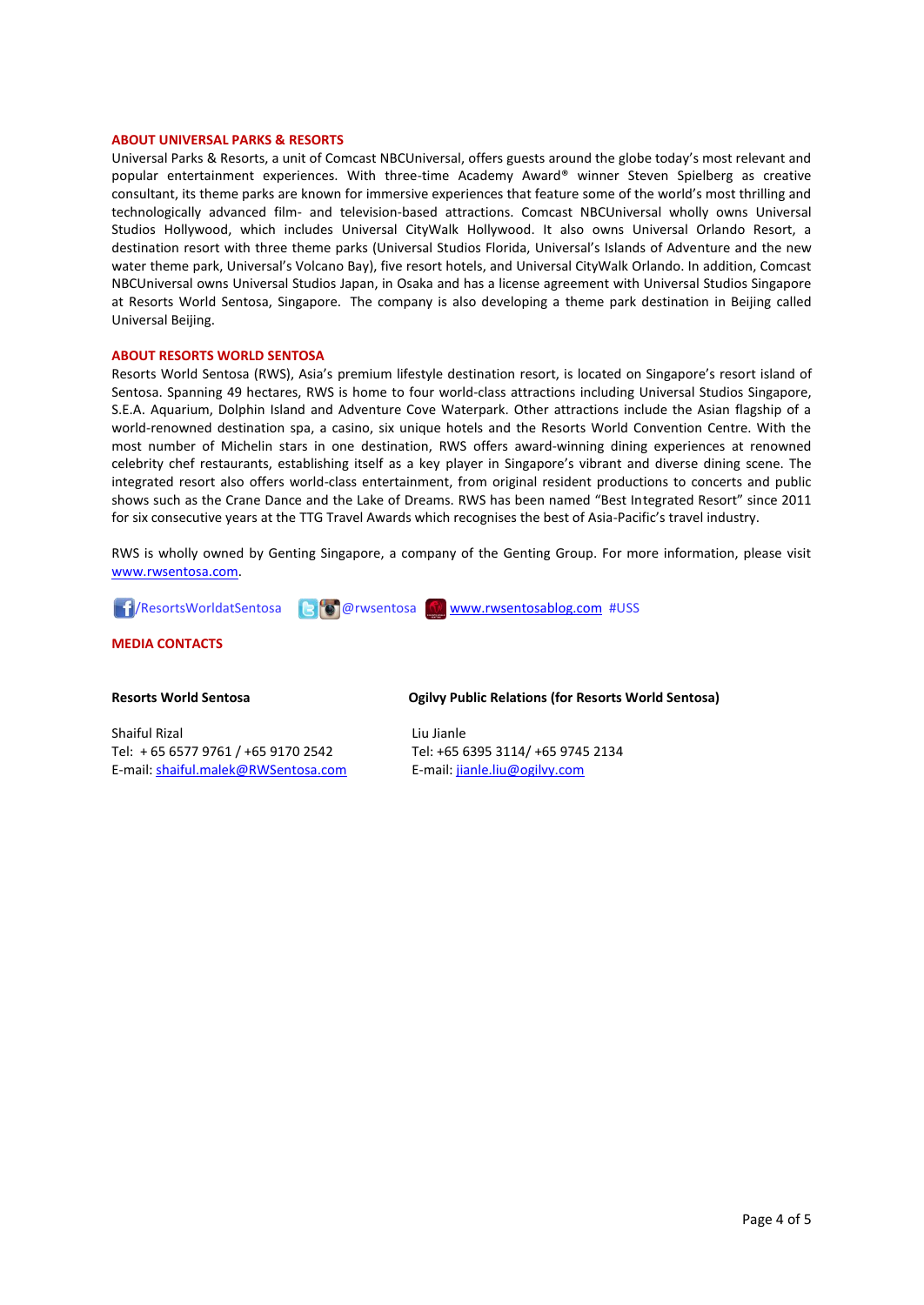## ABOUT UNIVERSAL PARKS & RESORTS

Universal Parks & Resorts, a unit of Comcast NBCUniversal, offers guests around the globe today's most relevant and popular entertainment experiences. With three-time Academy Award® winner Steven Spielberg as creative consultant, its theme parks are known for immersive experiences that feature some of the world's most thrilling and technologically advanced film- and television-based attractions. Comcast NBCUniversal wholly owns Universal Studios Hollywood, which includes Universal CityWalk Hollywood. It also owns Universal Orlando Resort, a destination resort with three theme parks (Universal Studios Florida, Universal's Islands of Adventure and the new water theme park, Universal's Volcano Bay), five resort hotels, and Universal CityWalk Orlando. In addition, Comcast NBCUniversal owns Universal Studios Japan, in Osaka and has a license agreement with Universal Studios Singapore at Resorts World Sentosa, Singapore. The company is also developing a theme park destination in Beijing called Universal Beijing.

## ABOUT RESORTS WORLD SENTOSA

Resorts World Sentosa (RWS), Asia's premium lifestyle destination resort, is located on Singapore's resort island of Sentosa. Spanning 49 hectares, RWS is home to four world-class attractions including Universal Studios Singapore, S.E.A. Aquarium, Dolphin Island and Adventure Cove Waterpark. Other attractions include the Asian flagship of a world-renowned destination spa, a casino, six unique hotels and the Resorts World Convention Centre. With the most number of Michelin stars in one destination, RWS offers award-winning dining experiences at renowned celebrity chef restaurants, establishing itself as a key player in Singapore's vibrant and diverse dining scene. The integrated resort also offers world-class entertainment, from original resident productions to concerts and public shows such as the Crane Dance and the Lake of Dreams. RWS has been named "Best Integrated Resort" since 2011 for six consecutive years at the TTG Travel Awards which recognises the best of Asia-Pacific's travel industry.

RWS is wholly owned by Genting Singapore, a company of the Genting Group. For more information, please visit www.rwsentosa.com.

/ResortsWorldatSentosa @rwsentosa www.rwsentosablog.com #USS

## MEDIA CONTACTS

**Resorts World Sentosa**

Shaiful Rizal
Tel: + 65 6577 9761 / +65 9170 2542
E-mail: shaiful.malek@RWSentosa.com

**Ogilvy Public Relations (for Resorts World Sentosa)**

Liu Jianle
Tel: +65 6395 3114/ +65 9745 2134
E-mail: jianle.liu@ogilvy.com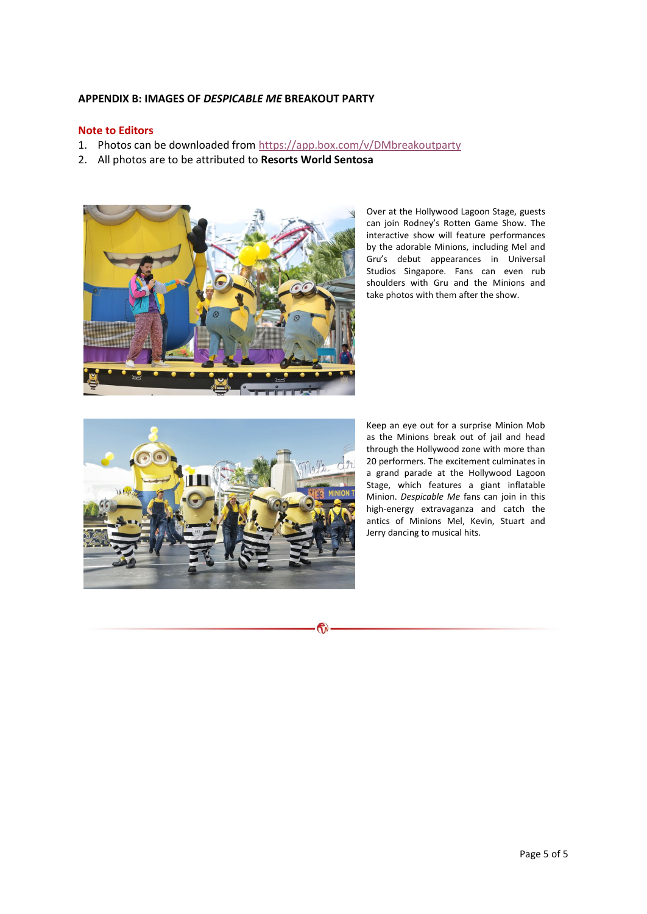**APPENDIX B: IMAGES OF *DESPICABLE ME* BREAKOUT PARTY**

**Note to Editors**

1. Photos can be downloaded from https://app.box.com/v/DMbreakoutparty
2. All photos are to be attributed to **Resorts World Sentosa**

Over at the Hollywood Lagoon Stage, guests can join Rodney's Rotten Game Show. The interactive show will feature performances by the adorable Minions, including Mel and Gru's debut appearances in Universal Studios Singapore. Fans can even rub shoulders with Gru and the Minions and take photos with them after the show.

Keep an eye out for a surprise Minion Mob as the Minions break out of jail and head through the Hollywood zone with more than 20 performers. The excitement culminates in a grand parade at the Hollywood Lagoon Stage, which features a giant inflatable Minion. *Despicable Me* fans can join in this high-energy extravaganza and catch the antics of Minions Mel, Kevin, Stuart and Jerry dancing to musical hits.